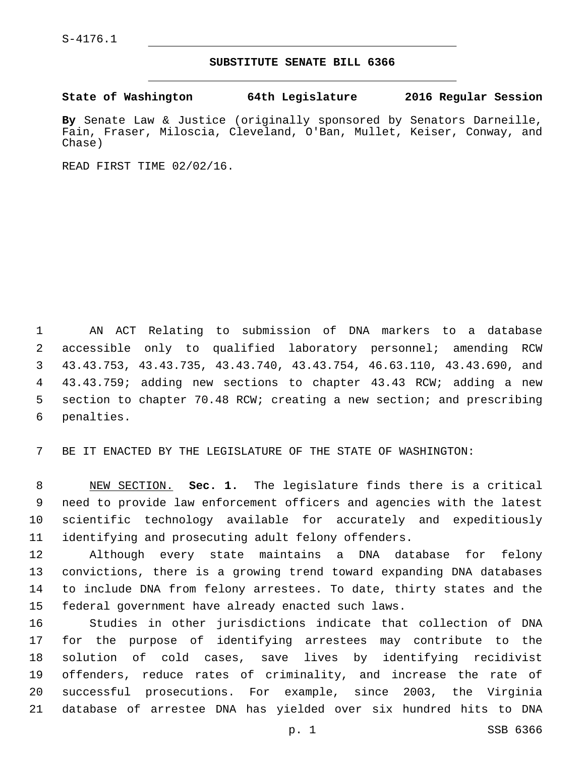S-4176.1

**SUBSTITUTE SENATE BILL 6366**

**State of Washington 64th Legislature 2016 Regular Session**

**By** Senate Law & Justice (originally sponsored by Senators Darneille, Fain, Fraser, Miloscia, Cleveland, O'Ban, Mullet, Keiser, Conway, and Chase)

READ FIRST TIME 02/02/16.

AN ACT Relating to submission of DNA markers to a database accessible only to qualified laboratory personnel; amending RCW 43.43.753, 43.43.735, 43.43.740, 43.43.754, 46.63.110, 43.43.690, and 43.43.759; adding new sections to chapter 43.43 RCW; adding a new section to chapter 70.48 RCW; creating a new section; and prescribing penalties.

BE IT ENACTED BY THE LEGISLATURE OF THE STATE OF WASHINGTON:

NEW SECTION. **Sec. 1.** The legislature finds there is a critical need to provide law enforcement officers and agencies with the latest scientific technology available for accurately and expeditiously identifying and prosecuting adult felony offenders.

Although every state maintains a DNA database for felony convictions, there is a growing trend toward expanding DNA databases to include DNA from felony arrestees. To date, thirty states and the federal government have already enacted such laws.

Studies in other jurisdictions indicate that collection of DNA for the purpose of identifying arrestees may contribute to the solution of cold cases, save lives by identifying recidivist offenders, reduce rates of criminality, and increase the rate of successful prosecutions. For example, since 2003, the Virginia database of arrestee DNA has yielded over six hundred hits to DNA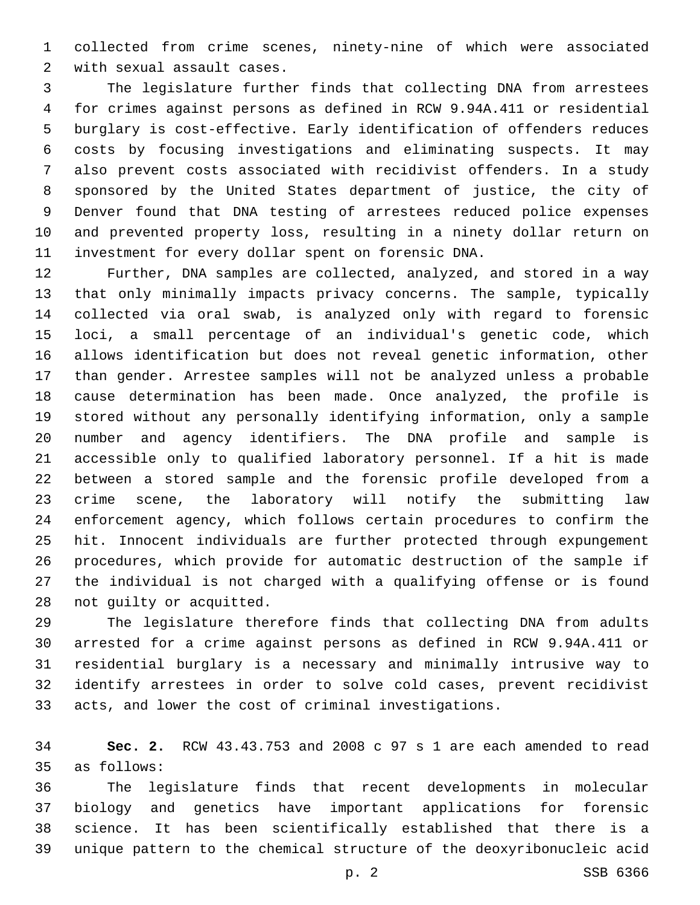collected from crime scenes, ninety-nine of which were associated with sexual assault cases.

The legislature further finds that collecting DNA from arrestees for crimes against persons as defined in RCW 9.94A.411 or residential burglary is cost-effective. Early identification of offenders reduces costs by focusing investigations and eliminating suspects. It may also prevent costs associated with recidivist offenders. In a study sponsored by the United States department of justice, the city of Denver found that DNA testing of arrestees reduced police expenses and prevented property loss, resulting in a ninety dollar return on investment for every dollar spent on forensic DNA.

Further, DNA samples are collected, analyzed, and stored in a way that only minimally impacts privacy concerns. The sample, typically collected via oral swab, is analyzed only with regard to forensic loci, a small percentage of an individual's genetic code, which allows identification but does not reveal genetic information, other than gender. Arrestee samples will not be analyzed unless a probable cause determination has been made. Once analyzed, the profile is stored without any personally identifying information, only a sample number and agency identifiers. The DNA profile and sample is accessible only to qualified laboratory personnel. If a hit is made between a stored sample and the forensic profile developed from a crime scene, the laboratory will notify the submitting law enforcement agency, which follows certain procedures to confirm the hit. Innocent individuals are further protected through expungement procedures, which provide for automatic destruction of the sample if the individual is not charged with a qualifying offense or is found not guilty or acquitted.

The legislature therefore finds that collecting DNA from adults arrested for a crime against persons as defined in RCW 9.94A.411 or residential burglary is a necessary and minimally intrusive way to identify arrestees in order to solve cold cases, prevent recidivist acts, and lower the cost of criminal investigations.

**Sec. 2.** RCW 43.43.753 and 2008 c 97 s 1 are each amended to read as follows:

The legislature finds that recent developments in molecular biology and genetics have important applications for forensic science. It has been scientifically established that there is a unique pattern to the chemical structure of the deoxyribonucleic acid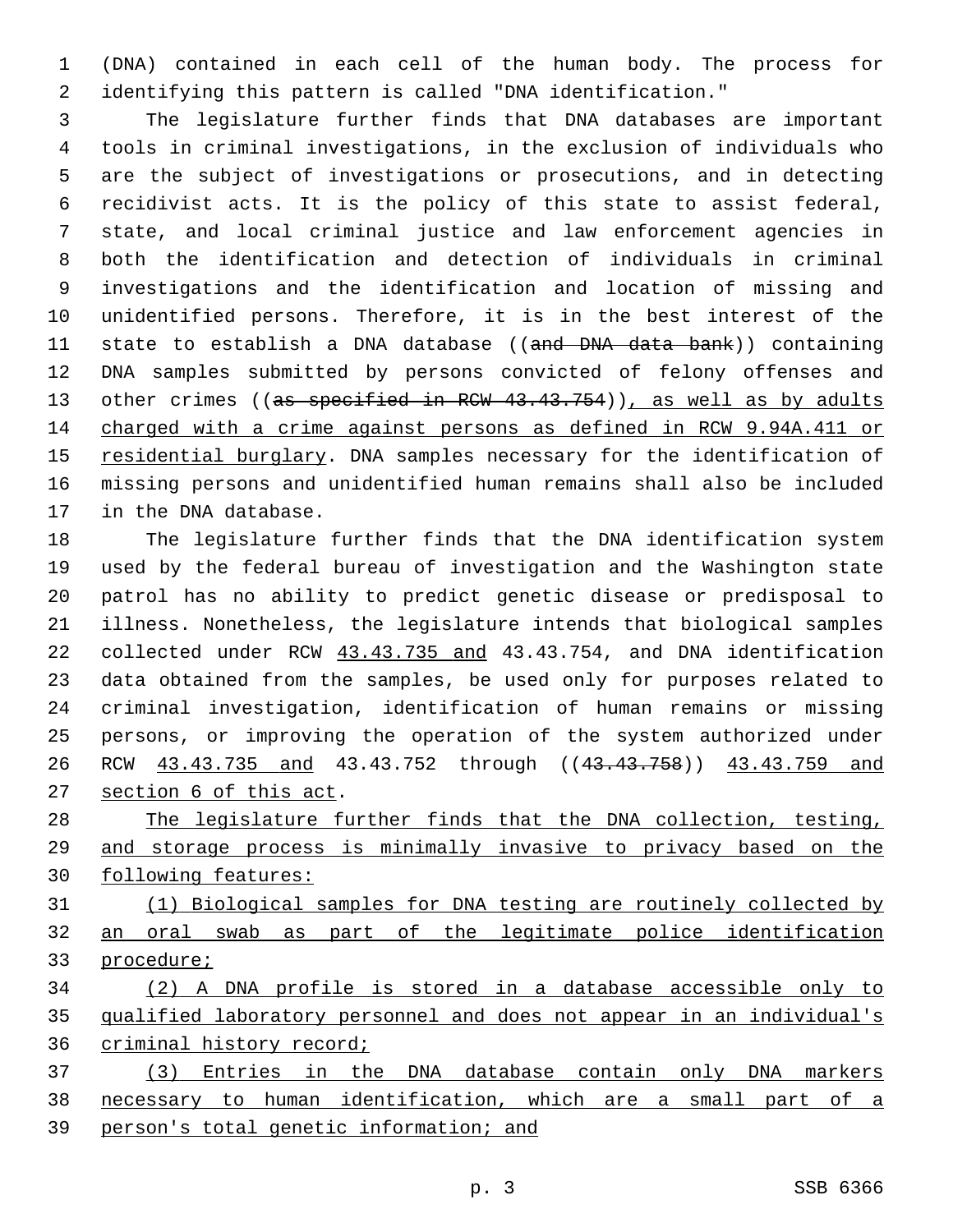(DNA) contained in each cell of the human body. The process for identifying this pattern is called "DNA identification."

The legislature further finds that DNA databases are important tools in criminal investigations, in the exclusion of individuals who are the subject of investigations or prosecutions, and in detecting recidivist acts. It is the policy of this state to assist federal, state, and local criminal justice and law enforcement agencies in both the identification and detection of individuals in criminal investigations and the identification and location of missing and unidentified persons. Therefore, it is in the best interest of the state to establish a DNA database ((~~and DNA data bank~~)) containing DNA samples submitted by persons convicted of felony offenses and other crimes ((~~as specified in RCW 43.43.754~~)), as well as by adults charged with a crime against persons as defined in RCW 9.94A.411 or residential burglary. DNA samples necessary for the identification of missing persons and unidentified human remains shall also be included in the DNA database.

The legislature further finds that the DNA identification system used by the federal bureau of investigation and the Washington state patrol has no ability to predict genetic disease or predisposal to illness. Nonetheless, the legislature intends that biological samples collected under RCW 43.43.735 and 43.43.754, and DNA identification data obtained from the samples, be used only for purposes related to criminal investigation, identification of human remains or missing persons, or improving the operation of the system authorized under RCW 43.43.735 and 43.43.752 through ((~~43.43.758~~)) 43.43.759 and section 6 of this act.

The legislature further finds that the DNA collection, testing, and storage process is minimally invasive to privacy based on the following features:

(1) Biological samples for DNA testing are routinely collected by an oral swab as part of the legitimate police identification procedure;

(2) A DNA profile is stored in a database accessible only to qualified laboratory personnel and does not appear in an individual's criminal history record;

(3) Entries in the DNA database contain only DNA markers necessary to human identification, which are a small part of a person's total genetic information; and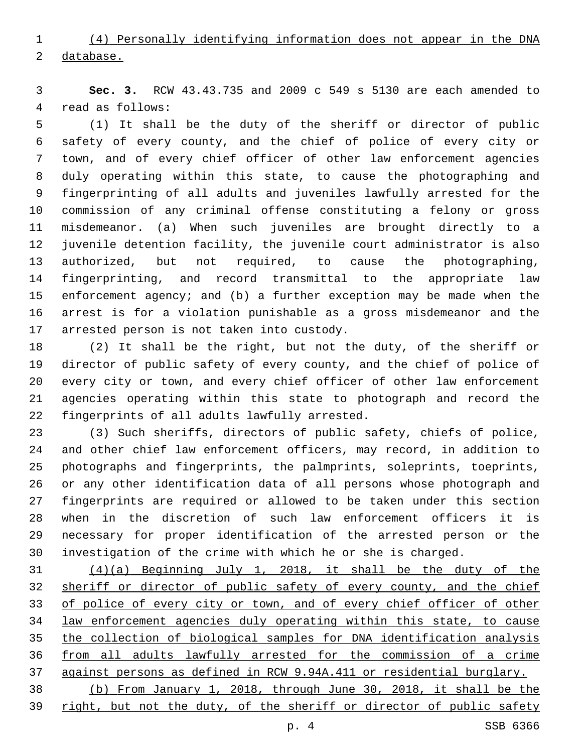(4) Personally identifying information does not appear in the DNA database.

**Sec. 3.** RCW 43.43.735 and 2009 c 549 s 5130 are each amended to read as follows:

(1) It shall be the duty of the sheriff or director of public safety of every county, and the chief of police of every city or town, and of every chief officer of other law enforcement agencies duly operating within this state, to cause the photographing and fingerprinting of all adults and juveniles lawfully arrested for the commission of any criminal offense constituting a felony or gross misdemeanor. (a) When such juveniles are brought directly to a juvenile detention facility, the juvenile court administrator is also authorized, but not required, to cause the photographing, fingerprinting, and record transmittal to the appropriate law enforcement agency; and (b) a further exception may be made when the arrest is for a violation punishable as a gross misdemeanor and the arrested person is not taken into custody.

(2) It shall be the right, but not the duty, of the sheriff or director of public safety of every county, and the chief of police of every city or town, and every chief officer of other law enforcement agencies operating within this state to photograph and record the fingerprints of all adults lawfully arrested.

(3) Such sheriffs, directors of public safety, chiefs of police, and other chief law enforcement officers, may record, in addition to photographs and fingerprints, the palmprints, soleprints, toeprints, or any other identification data of all persons whose photograph and fingerprints are required or allowed to be taken under this section when in the discretion of such law enforcement officers it is necessary for proper identification of the arrested person or the investigation of the crime with which he or she is charged.

(4)(a) Beginning July 1, 2018, it shall be the duty of the sheriff or director of public safety of every county, and the chief of police of every city or town, and of every chief officer of other law enforcement agencies duly operating within this state, to cause the collection of biological samples for DNA identification analysis from all adults lawfully arrested for the commission of a crime against persons as defined in RCW 9.94A.411 or residential burglary.

(b) From January 1, 2018, through June 30, 2018, it shall be the right, but not the duty, of the sheriff or director of public safety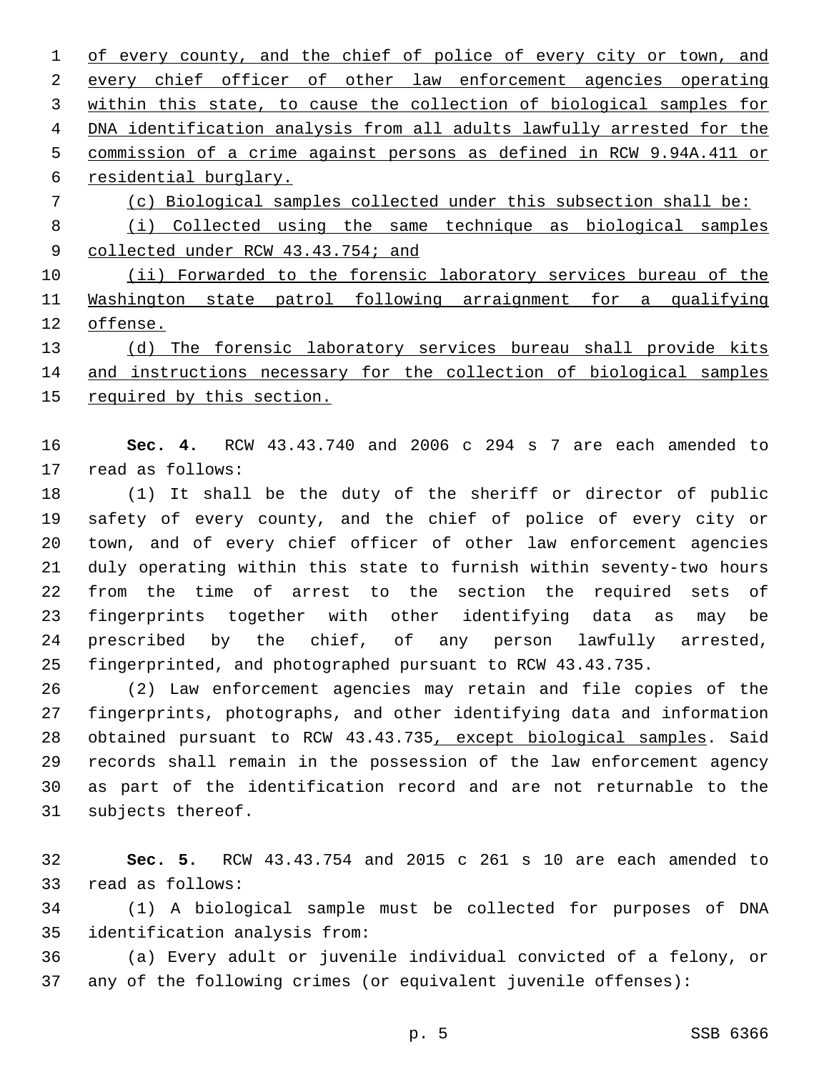of every county, and the chief of police of every city or town, and every chief officer of other law enforcement agencies operating within this state, to cause the collection of biological samples for DNA identification analysis from all adults lawfully arrested for the commission of a crime against persons as defined in RCW 9.94A.411 or residential burglary.

(c) Biological samples collected under this subsection shall be:

(i) Collected using the same technique as biological samples collected under RCW 43.43.754; and

(ii) Forwarded to the forensic laboratory services bureau of the Washington state patrol following arraignment for a qualifying offense.

(d) The forensic laboratory services bureau shall provide kits and instructions necessary for the collection of biological samples required by this section.

**Sec. 4.** RCW 43.43.740 and 2006 c 294 s 7 are each amended to read as follows:

(1) It shall be the duty of the sheriff or director of public safety of every county, and the chief of police of every city or town, and of every chief officer of other law enforcement agencies duly operating within this state to furnish within seventy-two hours from the time of arrest to the section the required sets of fingerprints together with other identifying data as may be prescribed by the chief, of any person lawfully arrested, fingerprinted, and photographed pursuant to RCW 43.43.735.

(2) Law enforcement agencies may retain and file copies of the fingerprints, photographs, and other identifying data and information obtained pursuant to RCW 43.43.735, except biological samples. Said records shall remain in the possession of the law enforcement agency as part of the identification record and are not returnable to the subjects thereof.

**Sec. 5.** RCW 43.43.754 and 2015 c 261 s 10 are each amended to read as follows:

(1) A biological sample must be collected for purposes of DNA identification analysis from:

(a) Every adult or juvenile individual convicted of a felony, or any of the following crimes (or equivalent juvenile offenses):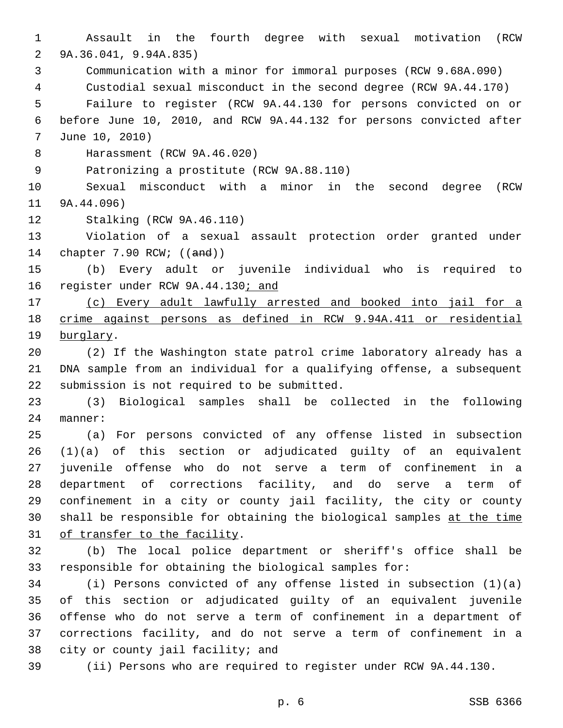Assault in the fourth degree with sexual motivation (RCW 9A.36.041, 9.94A.835)

Communication with a minor for immoral purposes (RCW 9.68A.090)

Custodial sexual misconduct in the second degree (RCW 9A.44.170)

Failure to register (RCW 9A.44.130 for persons convicted on or before June 10, 2010, and RCW 9A.44.132 for persons convicted after June 10, 2010)

Harassment (RCW 9A.46.020)

Patronizing a prostitute (RCW 9A.88.110)

Sexual misconduct with a minor in the second degree (RCW 9A.44.096)

Stalking (RCW 9A.46.110)

Violation of a sexual assault protection order granted under chapter 7.90 RCW; ((~~and~~))

(b) Every adult or juvenile individual who is required to register under RCW 9A.44.130<u>; and</u>

<u>(c) Every adult lawfully arrested and booked into jail for a crime against persons as defined in RCW 9.94A.411 or residential burglary</u>.

(2) If the Washington state patrol crime laboratory already has a DNA sample from an individual for a qualifying offense, a subsequent submission is not required to be submitted.

(3) Biological samples shall be collected in the following manner:

(a) For persons convicted of any offense listed in subsection (1)(a) of this section or adjudicated guilty of an equivalent juvenile offense who do not serve a term of confinement in a department of corrections facility, and do serve a term of confinement in a city or county jail facility, the city or county shall be responsible for obtaining the biological samples <u>at the time of transfer to the facility</u>.

(b) The local police department or sheriff's office shall be responsible for obtaining the biological samples for:

(i) Persons convicted of any offense listed in subsection (1)(a) of this section or adjudicated guilty of an equivalent juvenile offense who do not serve a term of confinement in a department of corrections facility, and do not serve a term of confinement in a city or county jail facility; and

(ii) Persons who are required to register under RCW 9A.44.130.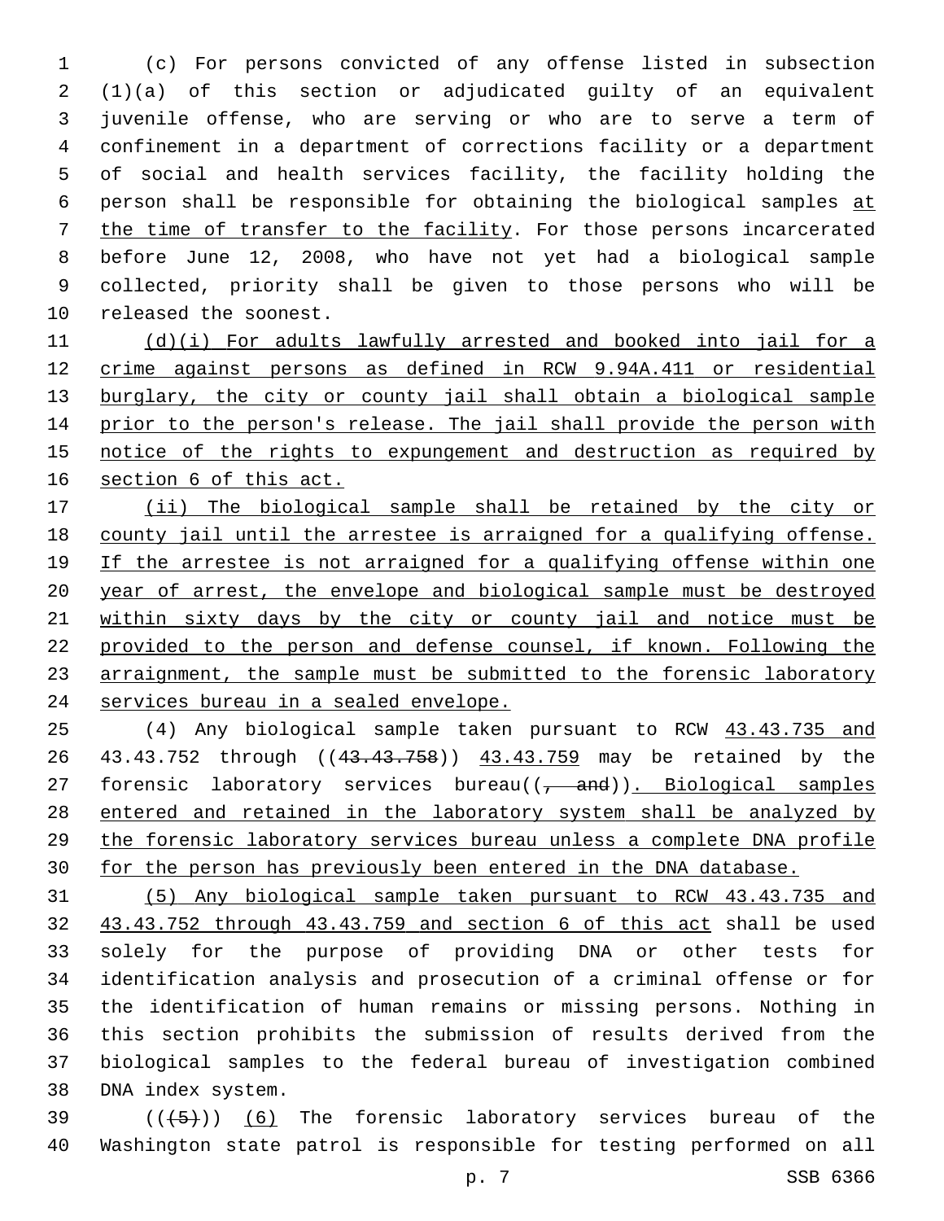(c) For persons convicted of any offense listed in subsection (1)(a) of this section or adjudicated guilty of an equivalent juvenile offense, who are serving or who are to serve a term of confinement in a department of corrections facility or a department of social and health services facility, the facility holding the person shall be responsible for obtaining the biological samples at the time of transfer to the facility. For those persons incarcerated before June 12, 2008, who have not yet had a biological sample collected, priority shall be given to those persons who will be released the soonest.

(d)(i) For adults lawfully arrested and booked into jail for a crime against persons as defined in RCW 9.94A.411 or residential burglary, the city or county jail shall obtain a biological sample prior to the person's release. The jail shall provide the person with notice of the rights to expungement and destruction as required by section 6 of this act.

(ii) The biological sample shall be retained by the city or county jail until the arrestee is arraigned for a qualifying offense. If the arrestee is not arraigned for a qualifying offense within one year of arrest, the envelope and biological sample must be destroyed within sixty days by the city or county jail and notice must be provided to the person and defense counsel, if known. Following the arraignment, the sample must be submitted to the forensic laboratory services bureau in a sealed envelope.

(4) Any biological sample taken pursuant to RCW 43.43.735 and 43.43.752 through ((~~43.43.758~~)) 43.43.759 may be retained by the forensic laboratory services bureau((~~, and~~)). Biological samples entered and retained in the laboratory system shall be analyzed by the forensic laboratory services bureau unless a complete DNA profile for the person has previously been entered in the DNA database.

(5) Any biological sample taken pursuant to RCW 43.43.735 and 43.43.752 through 43.43.759 and section 6 of this act shall be used solely for the purpose of providing DNA or other tests for identification analysis and prosecution of a criminal offense or for the identification of human remains or missing persons. Nothing in this section prohibits the submission of results derived from the biological samples to the federal bureau of investigation combined DNA index system.

((~~(5)~~)) (6) The forensic laboratory services bureau of the Washington state patrol is responsible for testing performed on all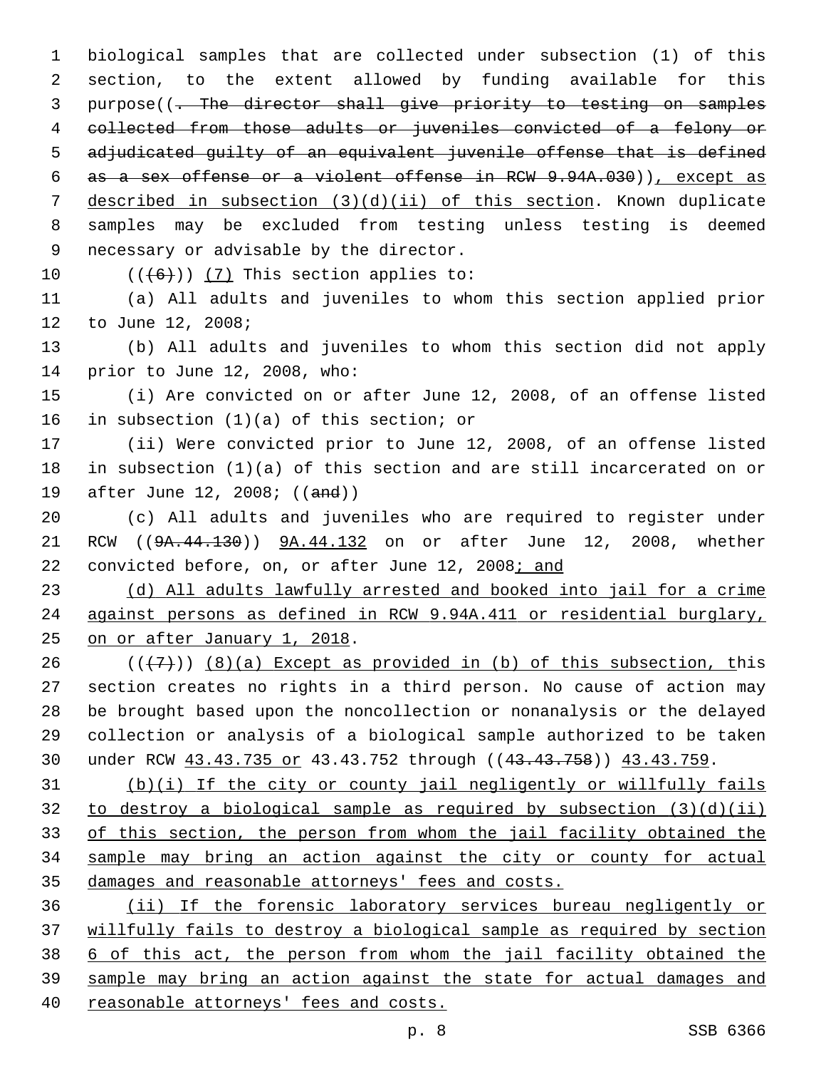biological samples that are collected under subsection (1) of this section, to the extent allowed by funding available for this purpose((. The director shall give priority to testing on samples collected from those adults or juveniles convicted of a felony or adjudicated guilty of an equivalent juvenile offense that is defined as a sex offense or a violent offense in RCW 9.94A.030)), except as described in subsection (3)(d)(ii) of this section. Known duplicate samples may be excluded from testing unless testing is deemed necessary or advisable by the director.

(((6))) (7) This section applies to:

(a) All adults and juveniles to whom this section applied prior to June 12, 2008;

(b) All adults and juveniles to whom this section did not apply prior to June 12, 2008, who:

(i) Are convicted on or after June 12, 2008, of an offense listed in subsection (1)(a) of this section; or

(ii) Were convicted prior to June 12, 2008, of an offense listed in subsection (1)(a) of this section and are still incarcerated on or after June 12, 2008; ((and))

(c) All adults and juveniles who are required to register under RCW ((9A.44.130)) 9A.44.132 on or after June 12, 2008, whether convicted before, on, or after June 12, 2008; and

(d) All adults lawfully arrested and booked into jail for a crime against persons as defined in RCW 9.94A.411 or residential burglary, on or after January 1, 2018.

(((7))) (8)(a) Except as provided in (b) of this subsection, this section creates no rights in a third person. No cause of action may be brought based upon the noncollection or nonanalysis or the delayed collection or analysis of a biological sample authorized to be taken under RCW 43.43.735 or 43.43.752 through ((43.43.758)) 43.43.759.

(b)(i) If the city or county jail negligently or willfully fails to destroy a biological sample as required by subsection (3)(d)(ii) of this section, the person from whom the jail facility obtained the sample may bring an action against the city or county for actual damages and reasonable attorneys' fees and costs.

(ii) If the forensic laboratory services bureau negligently or willfully fails to destroy a biological sample as required by section 6 of this act, the person from whom the jail facility obtained the sample may bring an action against the state for actual damages and reasonable attorneys' fees and costs.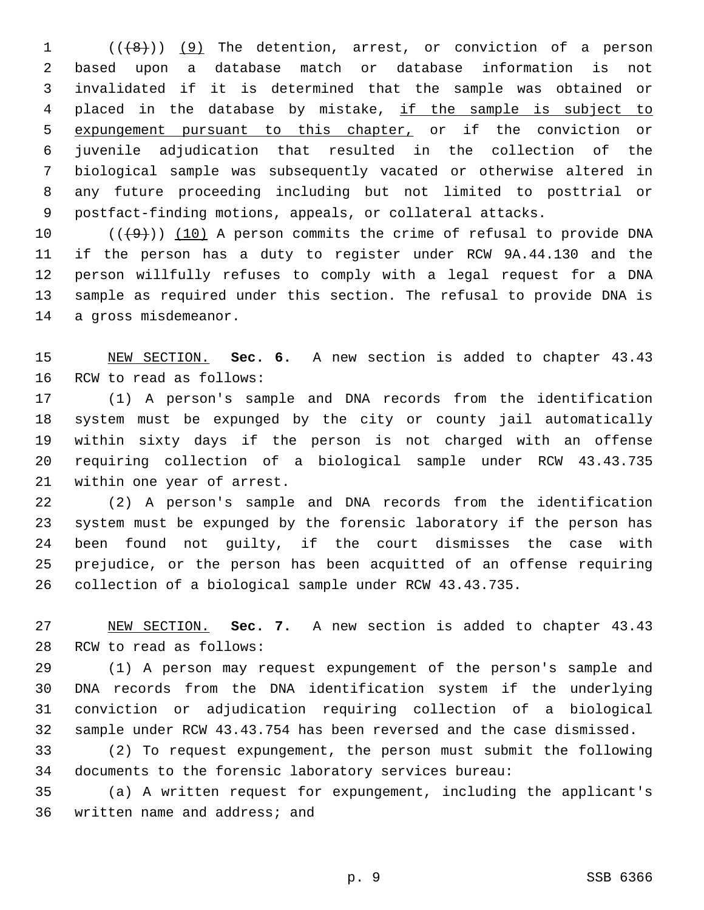(((8))) (9) The detention, arrest, or conviction of a person based upon a database match or database information is not invalidated if it is determined that the sample was obtained or placed in the database by mistake, if the sample is subject to expungement pursuant to this chapter, or if the conviction or juvenile adjudication that resulted in the collection of the biological sample was subsequently vacated or otherwise altered in any future proceeding including but not limited to posttrial or postfact-finding motions, appeals, or collateral attacks.

(((9))) (10) A person commits the crime of refusal to provide DNA if the person has a duty to register under RCW 9A.44.130 and the person willfully refuses to comply with a legal request for a DNA sample as required under this section. The refusal to provide DNA is a gross misdemeanor.

NEW SECTION. **Sec. 6.** A new section is added to chapter 43.43 RCW to read as follows:

(1) A person's sample and DNA records from the identification system must be expunged by the city or county jail automatically within sixty days if the person is not charged with an offense requiring collection of a biological sample under RCW 43.43.735 within one year of arrest.

(2) A person's sample and DNA records from the identification system must be expunged by the forensic laboratory if the person has been found not guilty, if the court dismisses the case with prejudice, or the person has been acquitted of an offense requiring collection of a biological sample under RCW 43.43.735.

NEW SECTION. **Sec. 7.** A new section is added to chapter 43.43 RCW to read as follows:

(1) A person may request expungement of the person's sample and DNA records from the DNA identification system if the underlying conviction or adjudication requiring collection of a biological sample under RCW 43.43.754 has been reversed and the case dismissed.

(2) To request expungement, the person must submit the following documents to the forensic laboratory services bureau:

(a) A written request for expungement, including the applicant's written name and address; and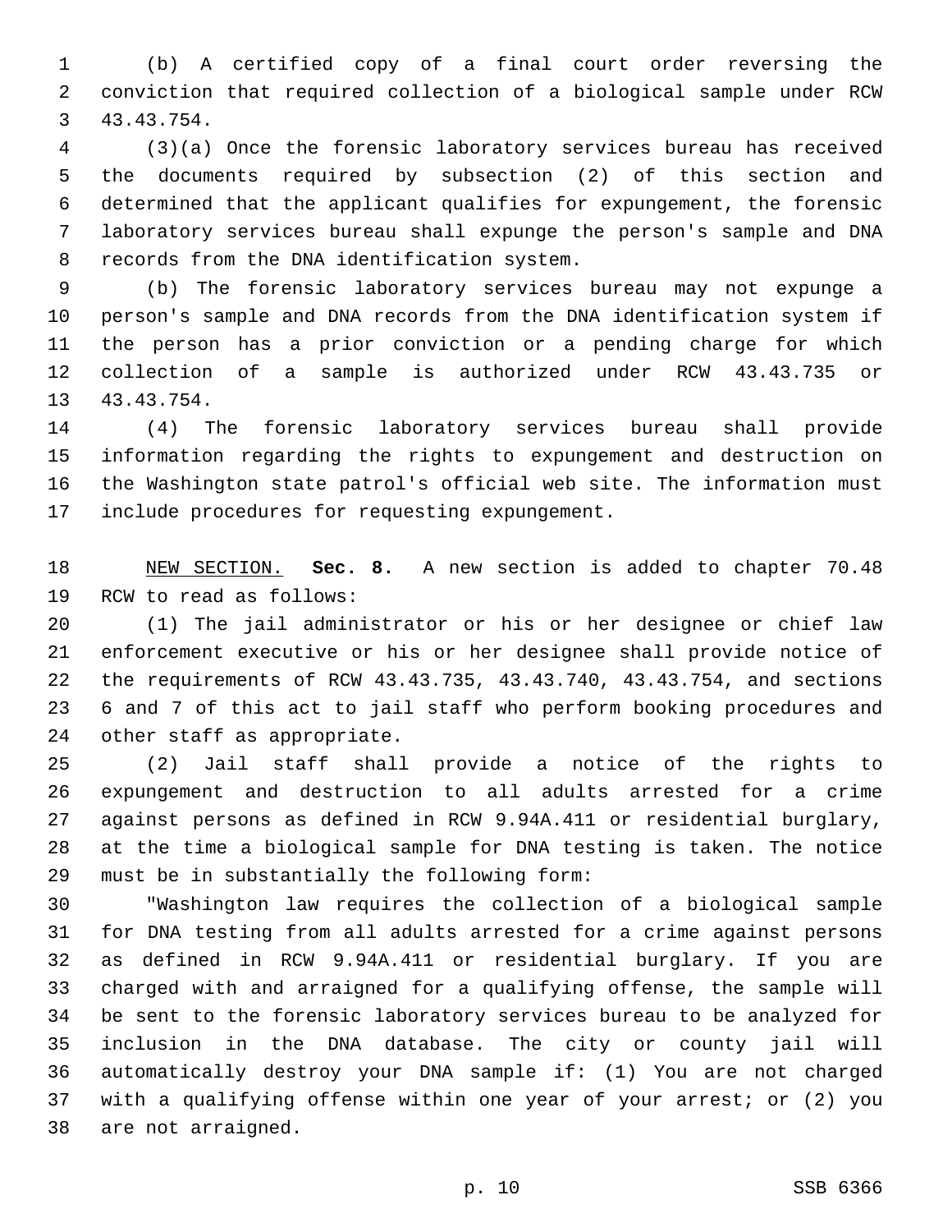(b) A certified copy of a final court order reversing the conviction that required collection of a biological sample under RCW 43.43.754.

(3)(a) Once the forensic laboratory services bureau has received the documents required by subsection (2) of this section and determined that the applicant qualifies for expungement, the forensic laboratory services bureau shall expunge the person's sample and DNA records from the DNA identification system.

(b) The forensic laboratory services bureau may not expunge a person's sample and DNA records from the DNA identification system if the person has a prior conviction or a pending charge for which collection of a sample is authorized under RCW 43.43.735 or 43.43.754.

(4) The forensic laboratory services bureau shall provide information regarding the rights to expungement and destruction on the Washington state patrol's official web site. The information must include procedures for requesting expungement.

NEW SECTION. **Sec. 8.** A new section is added to chapter 70.48 RCW to read as follows:

(1) The jail administrator or his or her designee or chief law enforcement executive or his or her designee shall provide notice of the requirements of RCW 43.43.735, 43.43.740, 43.43.754, and sections 6 and 7 of this act to jail staff who perform booking procedures and other staff as appropriate.

(2) Jail staff shall provide a notice of the rights to expungement and destruction to all adults arrested for a crime against persons as defined in RCW 9.94A.411 or residential burglary, at the time a biological sample for DNA testing is taken. The notice must be in substantially the following form:

"Washington law requires the collection of a biological sample for DNA testing from all adults arrested for a crime against persons as defined in RCW 9.94A.411 or residential burglary. If you are charged with and arraigned for a qualifying offense, the sample will be sent to the forensic laboratory services bureau to be analyzed for inclusion in the DNA database. The city or county jail will automatically destroy your DNA sample if: (1) You are not charged with a qualifying offense within one year of your arrest; or (2) you are not arraigned.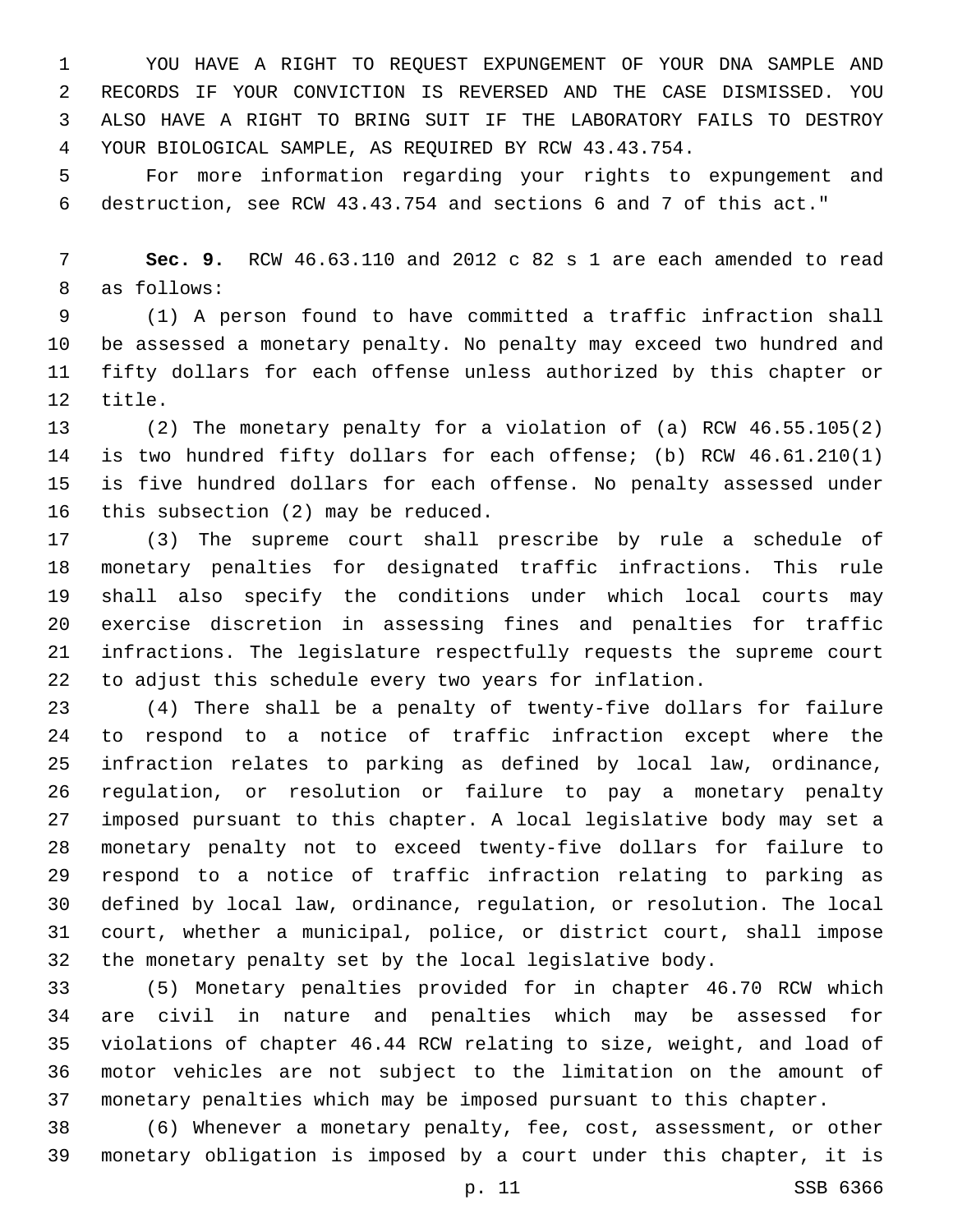YOU HAVE A RIGHT TO REQUEST EXPUNGEMENT OF YOUR DNA SAMPLE AND RECORDS IF YOUR CONVICTION IS REVERSED AND THE CASE DISMISSED. YOU ALSO HAVE A RIGHT TO BRING SUIT IF THE LABORATORY FAILS TO DESTROY YOUR BIOLOGICAL SAMPLE, AS REQUIRED BY RCW 43.43.754.

For more information regarding your rights to expungement and destruction, see RCW 43.43.754 and sections 6 and 7 of this act."

**Sec. 9.** RCW 46.63.110 and 2012 c 82 s 1 are each amended to read as follows:

(1) A person found to have committed a traffic infraction shall be assessed a monetary penalty. No penalty may exceed two hundred and fifty dollars for each offense unless authorized by this chapter or title.

(2) The monetary penalty for a violation of (a) RCW 46.55.105(2) is two hundred fifty dollars for each offense; (b) RCW 46.61.210(1) is five hundred dollars for each offense. No penalty assessed under this subsection (2) may be reduced.

(3) The supreme court shall prescribe by rule a schedule of monetary penalties for designated traffic infractions. This rule shall also specify the conditions under which local courts may exercise discretion in assessing fines and penalties for traffic infractions. The legislature respectfully requests the supreme court to adjust this schedule every two years for inflation.

(4) There shall be a penalty of twenty-five dollars for failure to respond to a notice of traffic infraction except where the infraction relates to parking as defined by local law, ordinance, regulation, or resolution or failure to pay a monetary penalty imposed pursuant to this chapter. A local legislative body may set a monetary penalty not to exceed twenty-five dollars for failure to respond to a notice of traffic infraction relating to parking as defined by local law, ordinance, regulation, or resolution. The local court, whether a municipal, police, or district court, shall impose the monetary penalty set by the local legislative body.

(5) Monetary penalties provided for in chapter 46.70 RCW which are civil in nature and penalties which may be assessed for violations of chapter 46.44 RCW relating to size, weight, and load of motor vehicles are not subject to the limitation on the amount of monetary penalties which may be imposed pursuant to this chapter.

(6) Whenever a monetary penalty, fee, cost, assessment, or other monetary obligation is imposed by a court under this chapter, it is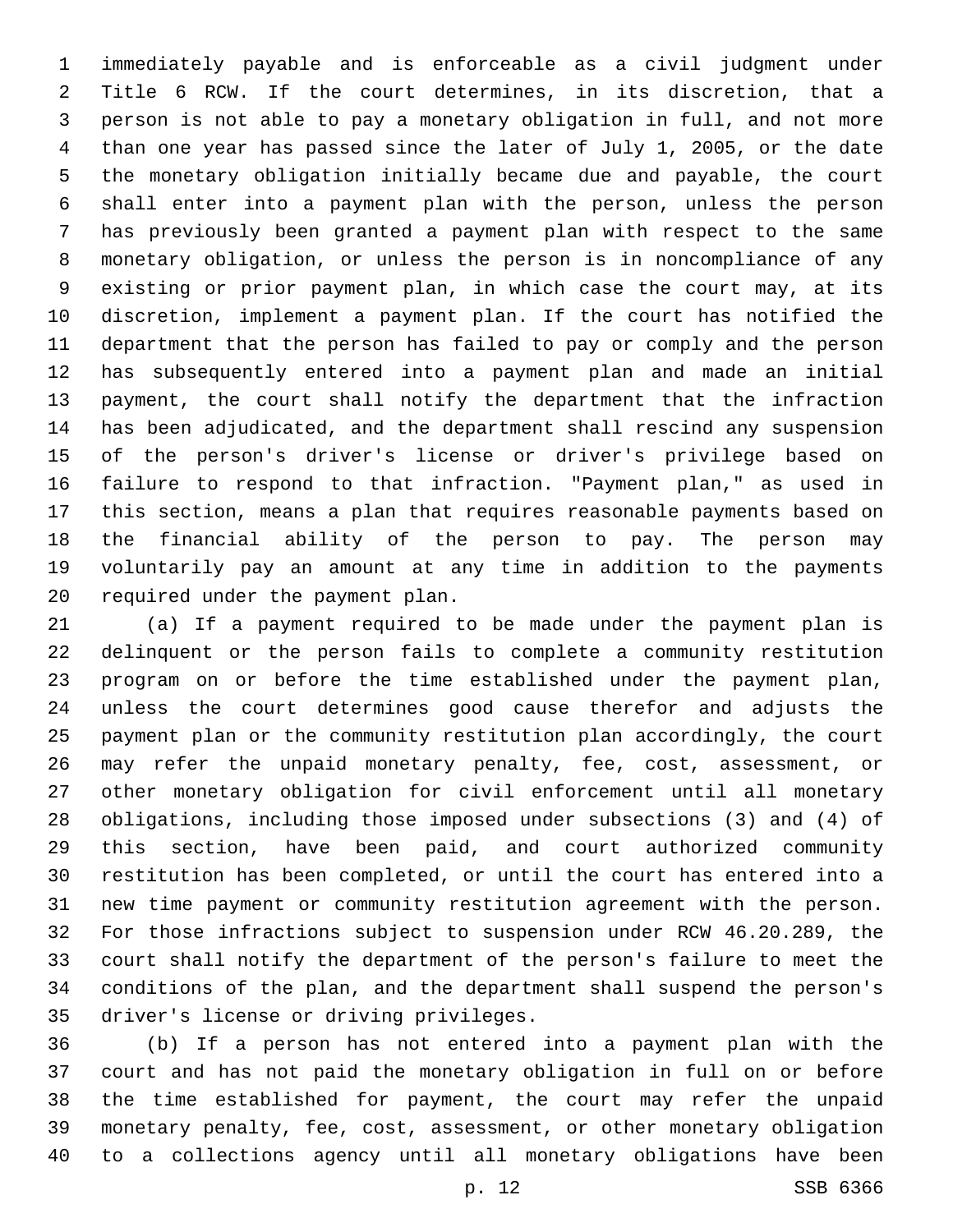immediately payable and is enforceable as a civil judgment under Title 6 RCW. If the court determines, in its discretion, that a person is not able to pay a monetary obligation in full, and not more than one year has passed since the later of July 1, 2005, or the date the monetary obligation initially became due and payable, the court shall enter into a payment plan with the person, unless the person has previously been granted a payment plan with respect to the same monetary obligation, or unless the person is in noncompliance of any existing or prior payment plan, in which case the court may, at its discretion, implement a payment plan. If the court has notified the department that the person has failed to pay or comply and the person has subsequently entered into a payment plan and made an initial payment, the court shall notify the department that the infraction has been adjudicated, and the department shall rescind any suspension of the person's driver's license or driver's privilege based on failure to respond to that infraction. "Payment plan," as used in this section, means a plan that requires reasonable payments based on the financial ability of the person to pay. The person may voluntarily pay an amount at any time in addition to the payments required under the payment plan.

(a) If a payment required to be made under the payment plan is delinquent or the person fails to complete a community restitution program on or before the time established under the payment plan, unless the court determines good cause therefor and adjusts the payment plan or the community restitution plan accordingly, the court may refer the unpaid monetary penalty, fee, cost, assessment, or other monetary obligation for civil enforcement until all monetary obligations, including those imposed under subsections (3) and (4) of this section, have been paid, and court authorized community restitution has been completed, or until the court has entered into a new time payment or community restitution agreement with the person. For those infractions subject to suspension under RCW 46.20.289, the court shall notify the department of the person's failure to meet the conditions of the plan, and the department shall suspend the person's driver's license or driving privileges.

(b) If a person has not entered into a payment plan with the court and has not paid the monetary obligation in full on or before the time established for payment, the court may refer the unpaid monetary penalty, fee, cost, assessment, or other monetary obligation to a collections agency until all monetary obligations have been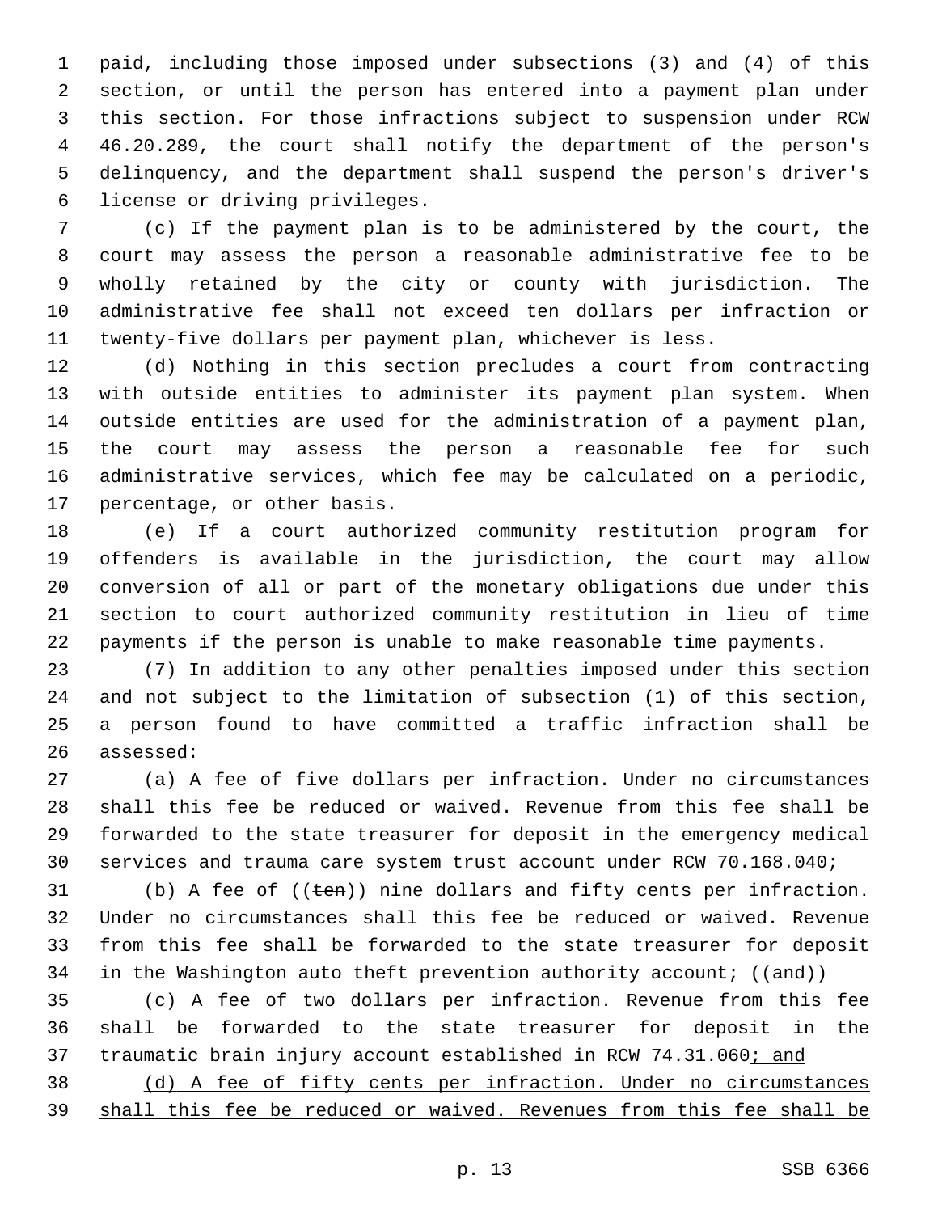paid, including those imposed under subsections (3) and (4) of this section, or until the person has entered into a payment plan under this section. For those infractions subject to suspension under RCW 46.20.289, the court shall notify the department of the person's delinquency, and the department shall suspend the person's driver's license or driving privileges.

(c) If the payment plan is to be administered by the court, the court may assess the person a reasonable administrative fee to be wholly retained by the city or county with jurisdiction. The administrative fee shall not exceed ten dollars per infraction or twenty-five dollars per payment plan, whichever is less.

(d) Nothing in this section precludes a court from contracting with outside entities to administer its payment plan system. When outside entities are used for the administration of a payment plan, the court may assess the person a reasonable fee for such administrative services, which fee may be calculated on a periodic, percentage, or other basis.

(e) If a court authorized community restitution program for offenders is available in the jurisdiction, the court may allow conversion of all or part of the monetary obligations due under this section to court authorized community restitution in lieu of time payments if the person is unable to make reasonable time payments.

(7) In addition to any other penalties imposed under this section and not subject to the limitation of subsection (1) of this section, a person found to have committed a traffic infraction shall be assessed:

(a) A fee of five dollars per infraction. Under no circumstances shall this fee be reduced or waived. Revenue from this fee shall be forwarded to the state treasurer for deposit in the emergency medical services and trauma care system trust account under RCW 70.168.040;

(b) A fee of ((~~ten~~)) <u>nine</u> dollars <u>and fifty cents</u> per infraction. Under no circumstances shall this fee be reduced or waived. Revenue from this fee shall be forwarded to the state treasurer for deposit in the Washington auto theft prevention authority account; ((~~and~~))

(c) A fee of two dollars per infraction. Revenue from this fee shall be forwarded to the state treasurer for deposit in the traumatic brain injury account established in RCW 74.31.060<u>; and</u>

<u>(d) A fee of fifty cents per infraction. Under no circumstances shall this fee be reduced or waived. Revenues from this fee shall be</u>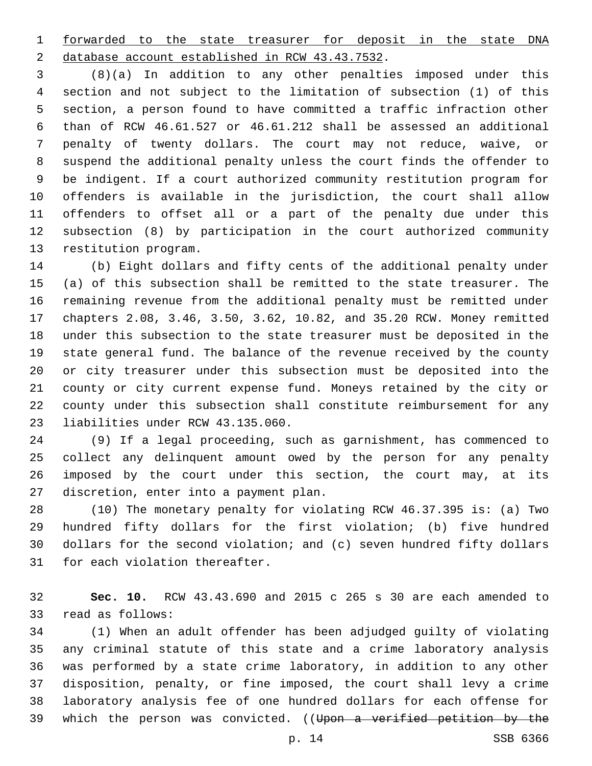forwarded to the state treasurer for deposit in the state DNA database account established in RCW 43.43.7532.

(8)(a) In addition to any other penalties imposed under this section and not subject to the limitation of subsection (1) of this section, a person found to have committed a traffic infraction other than of RCW 46.61.527 or 46.61.212 shall be assessed an additional penalty of twenty dollars. The court may not reduce, waive, or suspend the additional penalty unless the court finds the offender to be indigent. If a court authorized community restitution program for offenders is available in the jurisdiction, the court shall allow offenders to offset all or a part of the penalty due under this subsection (8) by participation in the court authorized community restitution program.

(b) Eight dollars and fifty cents of the additional penalty under (a) of this subsection shall be remitted to the state treasurer. The remaining revenue from the additional penalty must be remitted under chapters 2.08, 3.46, 3.50, 3.62, 10.82, and 35.20 RCW. Money remitted under this subsection to the state treasurer must be deposited in the state general fund. The balance of the revenue received by the county or city treasurer under this subsection must be deposited into the county or city current expense fund. Moneys retained by the city or county under this subsection shall constitute reimbursement for any liabilities under RCW 43.135.060.

(9) If a legal proceeding, such as garnishment, has commenced to collect any delinquent amount owed by the person for any penalty imposed by the court under this section, the court may, at its discretion, enter into a payment plan.

(10) The monetary penalty for violating RCW 46.37.395 is: (a) Two hundred fifty dollars for the first violation; (b) five hundred dollars for the second violation; and (c) seven hundred fifty dollars for each violation thereafter.

**Sec. 10.** RCW 43.43.690 and 2015 c 265 s 30 are each amended to read as follows:

(1) When an adult offender has been adjudged guilty of violating any criminal statute of this state and a crime laboratory analysis was performed by a state crime laboratory, in addition to any other disposition, penalty, or fine imposed, the court shall levy a crime laboratory analysis fee of one hundred dollars for each offense for which the person was convicted. ((~~Upon a verified petition by the~~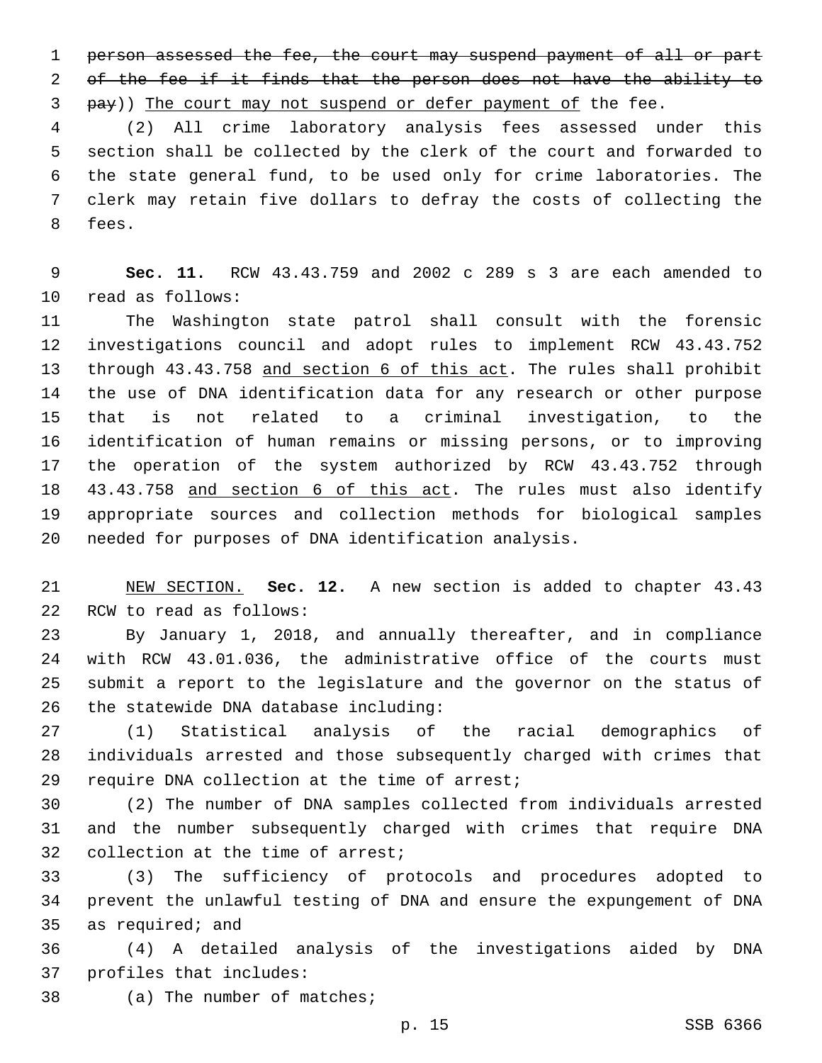~~person assessed the fee, the court may suspend payment of all or part of the fee if it finds that the person does not have the ability to pay~~)) <u>The court may not suspend or defer payment of</u> the fee.

(2) All crime laboratory analysis fees assessed under this section shall be collected by the clerk of the court and forwarded to the state general fund, to be used only for crime laboratories. The clerk may retain five dollars to defray the costs of collecting the fees.

**Sec. 11.** RCW 43.43.759 and 2002 c 289 s 3 are each amended to read as follows:

The Washington state patrol shall consult with the forensic investigations council and adopt rules to implement RCW 43.43.752 through 43.43.758 <u>and section 6 of this act</u>. The rules shall prohibit the use of DNA identification data for any research or other purpose that is not related to a criminal investigation, to the identification of human remains or missing persons, or to improving the operation of the system authorized by RCW 43.43.752 through 43.43.758 <u>and section 6 of this act</u>. The rules must also identify appropriate sources and collection methods for biological samples needed for purposes of DNA identification analysis.

<u>NEW SECTION.</u> **Sec. 12.** A new section is added to chapter 43.43 RCW to read as follows:

By January 1, 2018, and annually thereafter, and in compliance with RCW 43.01.036, the administrative office of the courts must submit a report to the legislature and the governor on the status of the statewide DNA database including:

(1) Statistical analysis of the racial demographics of individuals arrested and those subsequently charged with crimes that require DNA collection at the time of arrest;

(2) The number of DNA samples collected from individuals arrested and the number subsequently charged with crimes that require DNA collection at the time of arrest;

(3) The sufficiency of protocols and procedures adopted to prevent the unlawful testing of DNA and ensure the expungement of DNA as required; and

(4) A detailed analysis of the investigations aided by DNA profiles that includes:

(a) The number of matches;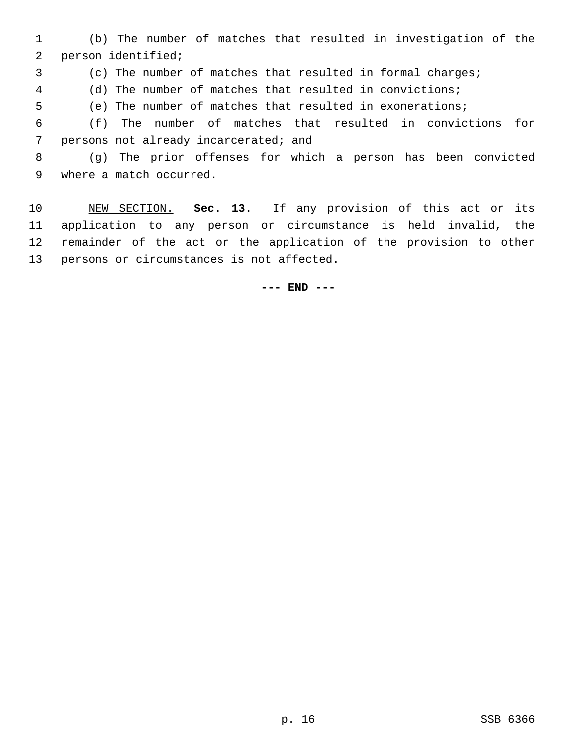(b) The number of matches that resulted in investigation of the person identified;

(c) The number of matches that resulted in formal charges;

(d) The number of matches that resulted in convictions;

(e) The number of matches that resulted in exonerations;

(f) The number of matches that resulted in convictions for persons not already incarcerated; and

(g) The prior offenses for which a person has been convicted where a match occurred.

NEW SECTION. **Sec. 13.** If any provision of this act or its application to any person or circumstance is held invalid, the remainder of the act or the application of the provision to other persons or circumstances is not affected.

**--- END ---**